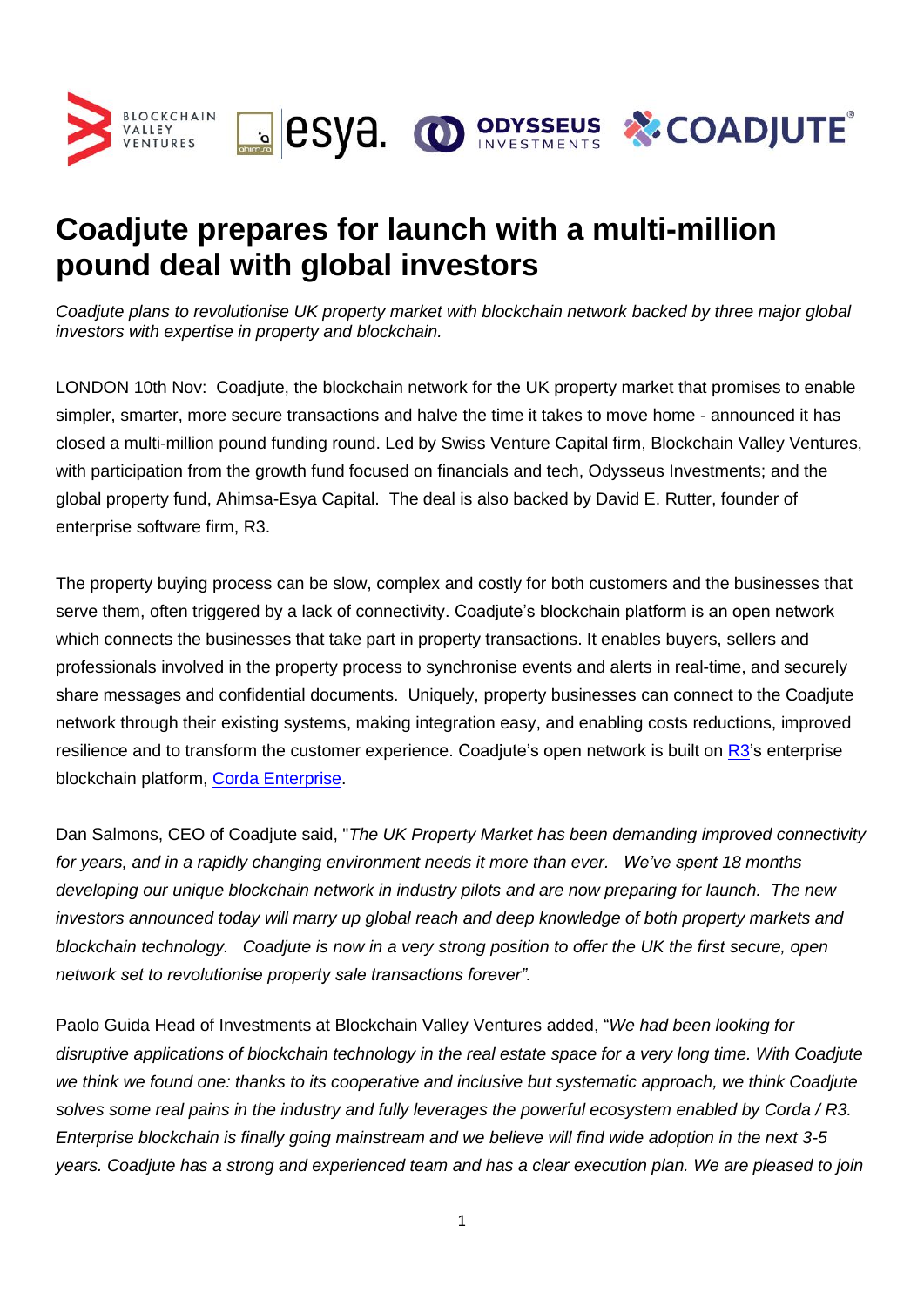# Coadjute prepares for launch with a multi-million pound deal with global investors

*Coadjute plans to revolutionise UK property market with blockchain network backed by three major global investors with expertise in property and blockchain.*

LONDON 10th Nov: Coadjute, the blockchain network for the UK property market that promises to enable simpler, smarter, more secure transactions and halve the time it takes to move home - announced it has closed a multi-million pound funding round. Led by Swiss Venture Capital firm, Blockchain Valley Ventures, with participation from the growth fund focused on financials and tech, Odysseus Investments; and the global property fund, Ahimsa-Esya Capital. The deal is also backed by David E. Rutter, founder of enterprise software firm, R3.

The property buying process can be slow, complex and costly for both customers and the businesses that serve them, often triggered by a lack of connectivity. Coadjute's blockchain platform is an open network which connects the businesses that take part in property transactions. It enables buyers, sellers and professionals involved in the property process to synchronise events and alerts in real-time, and securely share messages and confidential documents. Uniquely, property businesses can connect to the Coadjute network through their existing systems, making integration easy, and enabling costs reductions, improved resilience and to transform the customer experience. Coadjute's open network is built on R3's enterprise blockchain platform, Corda Enterprise.

Dan Salmons, CEO of Coadjute said, "*The UK Property Market has been demanding improved connectivity for years, and in a rapidly changing environment needs it more than ever. We've spent 18 months developing our unique blockchain network in industry pilots and are now preparing for launch. The new investors announced today will marry up global reach and deep knowledge of both property markets and blockchain technology. Coadjute is now in a very strong position to offer the UK the first secure, open network set to revolutionise property sale transactions forever*".

Paolo Guida Head of Investments at Blockchain Valley Ventures added, "*We had been looking for disruptive applications of blockchain technology in the real estate space for a very long time. With Coadjute we think we found one: thanks to its cooperative and inclusive but systematic approach, we think Coadjute solves some real pains in the industry and fully leverages the powerful ecosystem enabled by Corda / R3. Enterprise blockchain is finally going mainstream and we believe will find wide adoption in the next 3-5 years. Coadjute has a strong and experienced team and has a clear execution plan. We are pleased to join*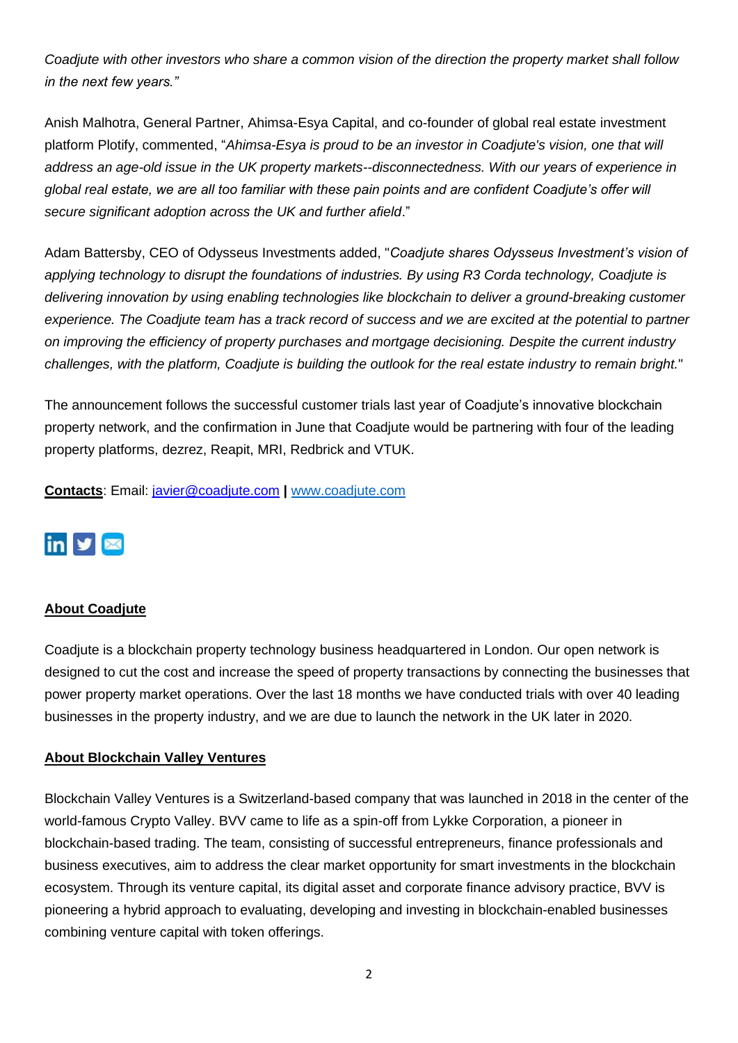*Coadjute with other investors who share a common vision of the direction the property market shall follow in the next few years."*

Anish Malhotra, General Partner, Ahimsa-Esya Capital, and co-founder of global real estate investment platform Plotify, commented, "*Ahimsa-Esya is proud to be an investor in Coadjute's vision, one that will address an age-old issue in the UK property markets--disconnectedness. With our years of experience in global real estate, we are all too familiar with these pain points and are confident Coadjute's offer will secure significant adoption across the UK and further afield*."

Adam Battersby, CEO of Odysseus Investments added, "*Coadjute shares Odysseus Investment's vision of applying technology to disrupt the foundations of industries. By using R3 Corda technology, Coadjute is delivering innovation by using enabling technologies like blockchain to deliver a ground-breaking customer experience. The Coadjute team has a track record of success and we are excited at the potential to partner on improving the efficiency of property purchases and mortgage decisioning. Despite the current industry challenges, with the platform, Coadjute is building the outlook for the real estate industry to remain bright.*"

The announcement follows the successful customer trials last year of Coadjute's innovative blockchain property network, and the confirmation in June that Coadjute would be partnering with four of the leading property platforms, dezrez, Reapit, MRI, Redbrick and VTUK.

**Contacts**: Email: javier@coadjute.com **|** www.coadjute.com

## About Coadjute

Coadjute is a blockchain property technology business headquartered in London. Our open network is designed to cut the cost and increase the speed of property transactions by connecting the businesses that power property market operations. Over the last 18 months we have conducted trials with over 40 leading businesses in the property industry, and we are due to launch the network in the UK later in 2020.

## About Blockchain Valley Ventures

Blockchain Valley Ventures is a Switzerland-based company that was launched in 2018 in the center of the world-famous Crypto Valley. BVV came to life as a spin-off from Lykke Corporation, a pioneer in blockchain-based trading. The team, consisting of successful entrepreneurs, finance professionals and business executives, aim to address the clear market opportunity for smart investments in the blockchain ecosystem. Through its venture capital, its digital asset and corporate finance advisory practice, BVV is pioneering a hybrid approach to evaluating, developing and investing in blockchain-enabled businesses combining venture capital with token offerings.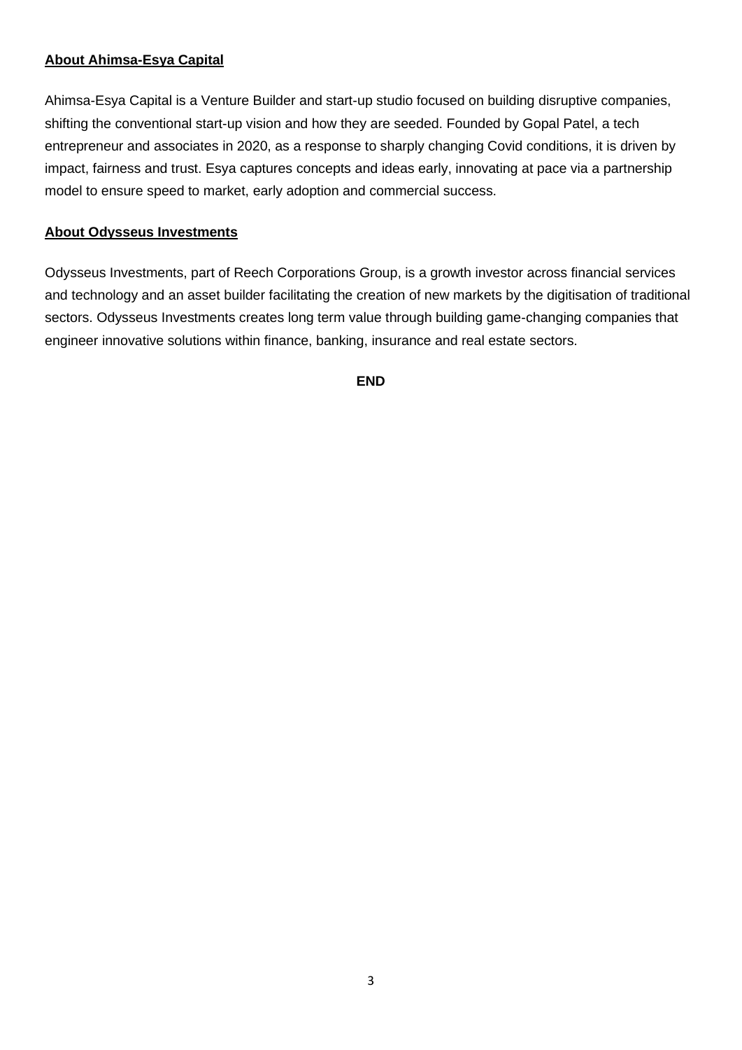**About Ahimsa-Esya Capital**

Ahimsa-Esya Capital is a Venture Builder and start-up studio focused on building disruptive companies, shifting the conventional start-up vision and how they are seeded. Founded by Gopal Patel, a tech entrepreneur and associates in 2020, as a response to sharply changing Covid conditions, it is driven by impact, fairness and trust. Esya captures concepts and ideas early, innovating at pace via a partnership model to ensure speed to market, early adoption and commercial success.

**About Odysseus Investments**

Odysseus Investments, part of Reech Corporations Group, is a growth investor across financial services and technology and an asset builder facilitating the creation of new markets by the digitisation of traditional sectors. Odysseus Investments creates long term value through building game-changing companies that engineer innovative solutions within finance, banking, insurance and real estate sectors.

**END**